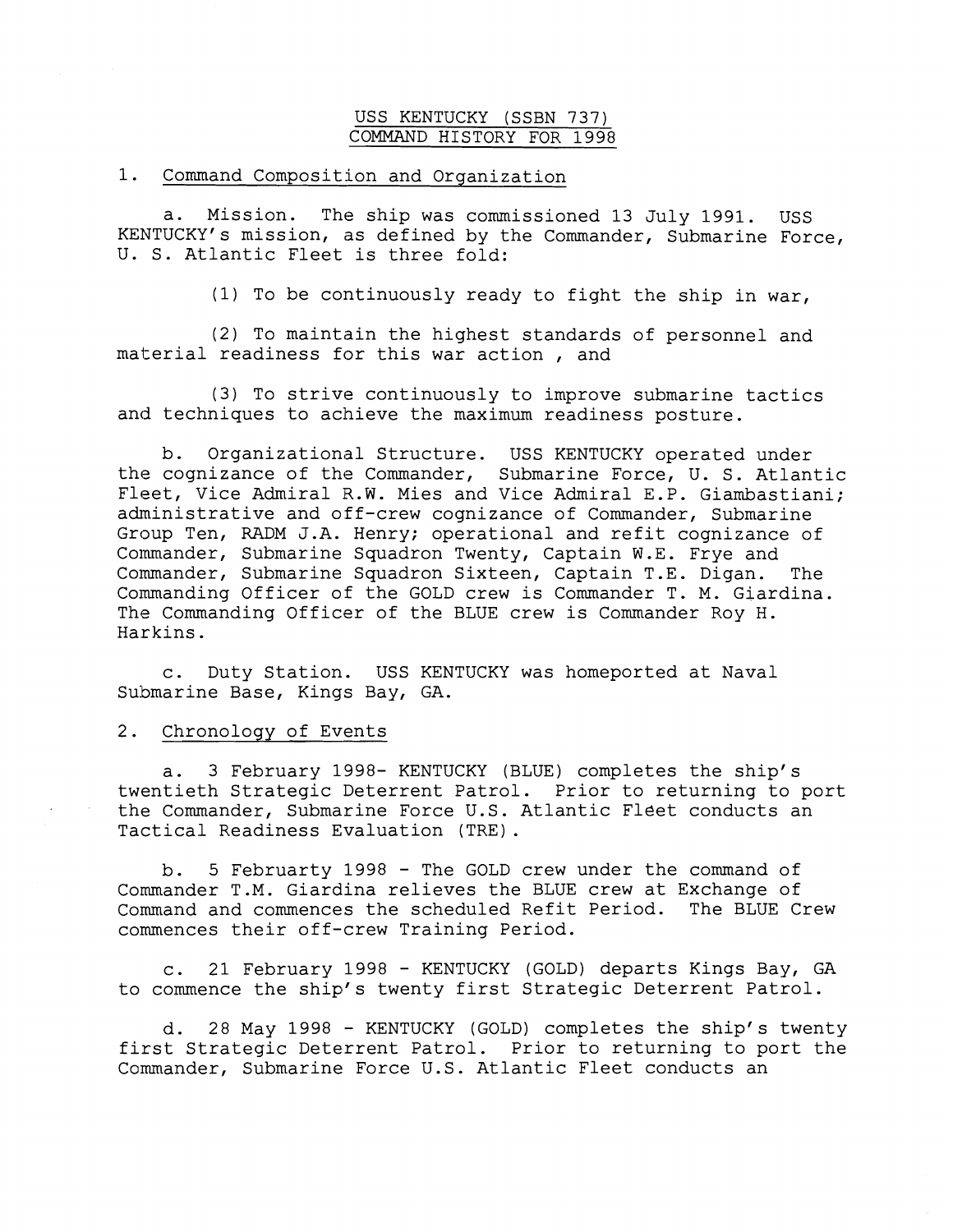# USS KENTUCKY (SSBN 737)
# COMMAND HISTORY FOR 1998

## 1. Command Composition and Organization

a. Mission. The ship was commissioned 13 July 1991. USS KENTUCKY's mission, as defined by the Commander, Submarine Force, U. S. Atlantic Fleet is three fold:

(1) To be continuously ready to fight the ship in war,

(2) To maintain the highest standards of personnel and material readiness for this war action , and

(3) To strive continuously to improve submarine tactics and techniques to achieve the maximum readiness posture.

b. Organizational Structure. USS KENTUCKY operated under the cognizance of the Commander, Submarine Force, U. S. Atlantic Fleet, Vice Admiral R.W. Mies and Vice Admiral E.P. Giambastiani; administrative and off-crew cognizance of Commander, Submarine Group Ten, RADM J.A. Henry; operational and refit cognizance of Commander, Submarine Squadron Twenty, Captain W.E. Frye and Commander, Submarine Squadron Sixteen, Captain T.E. Digan. The Commanding Officer of the GOLD crew is Commander T. M. Giardina. The Commanding Officer of the BLUE crew is Commander Roy H. Harkins.

c. Duty Station. USS KENTUCKY was homeported at Naval Submarine Base, Kings Bay, GA.

## 2. Chronology of Events

a. 3 February 1998- KENTUCKY (BLUE) completes the ship's twentieth Strategic Deterrent Patrol. Prior to returning to port the Commander, Submarine Force U.S. Atlantic Fleet conducts an Tactical Readiness Evaluation (TRE).

b. 5 Februarty 1998 - The GOLD crew under the command of Commander T.M. Giardina relieves the BLUE crew at Exchange of Command and commences the scheduled Refit Period. The BLUE Crew commences their off-crew Training Period.

c. 21 February 1998 - KENTUCKY (GOLD) departs Kings Bay, GA to commence the ship's twenty first Strategic Deterrent Patrol.

d. 28 May 1998 - KENTUCKY (GOLD) completes the ship's twenty first Strategic Deterrent Patrol. Prior to returning to port the Commander, Submarine Force U.S. Atlantic Fleet conducts an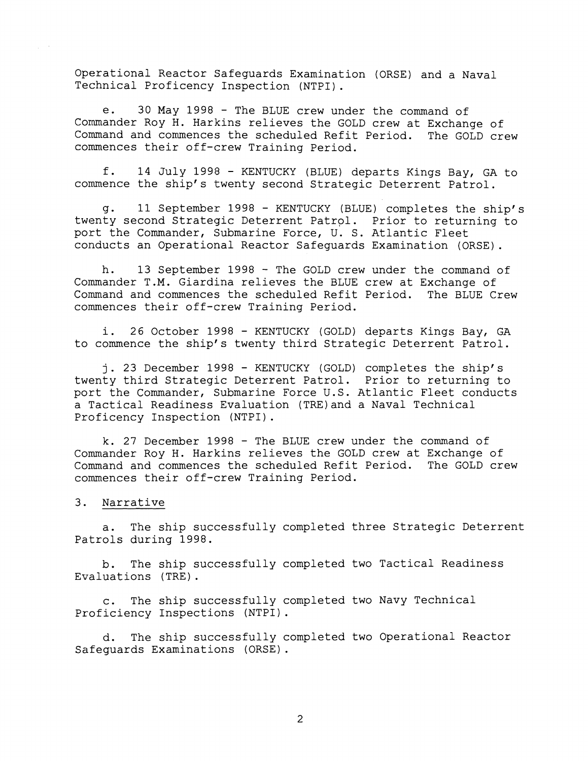Operational Reactor Safeguards Examination (ORSE) and a Naval Technical Proficency Inspection (NTPI).

e. 30 May 1998 - The BLUE crew under the command of Commander Roy H. Harkins relieves the GOLD crew at Exchange of Command and commences the scheduled Refit Period. The GOLD crew commences their off-crew Training Period.

f. 14 July 1998 - KENTUCKY (BLUE) departs Kings Bay, GA to commence the ship's twenty second Strategic Deterrent Patrol.

g. 11 September 1998 - KENTUCKY (BLUE) completes the ship's twenty second Strategic Deterrent Patrol. Prior to returning to port the Commander, Submarine Force, U. S. Atlantic Fleet conducts an Operational Reactor Safeguards Examination (ORSE).

h. 13 September 1998 - The GOLD crew under the command of Commander T.M. Giardina relieves the BLUE crew at Exchange of Command and commences the scheduled Refit Period. The BLUE Crew commences their off-crew Training Period.

i. 26 October 1998 - KENTUCKY (GOLD) departs Kings Bay, GA to commence the ship's twenty third Strategic Deterrent Patrol.

j. 23 December 1998 - KENTUCKY (GOLD) completes the ship's twenty third Strategic Deterrent Patrol. Prior to returning to port the Commander, Submarine Force U.S. Atlantic Fleet conducts a Tactical Readiness Evaluation (TRE)and a Naval Technical Proficency Inspection (NTPI).

k. 27 December 1998 - The BLUE crew under the command of Commander Roy H. Harkins relieves the GOLD crew at Exchange of Command and commences the scheduled Refit Period. The GOLD crew commences their off-crew Training Period.

3. Narrative

a. The ship successfully completed three Strategic Deterrent Patrols during 1998.

b. The ship successfully completed two Tactical Readiness Evaluations (TRE).

c. The ship successfully completed two Navy Technical Proficiency Inspections (NTPI).

d. The ship successfully completed two Operational Reactor Safeguards Examinations (ORSE).